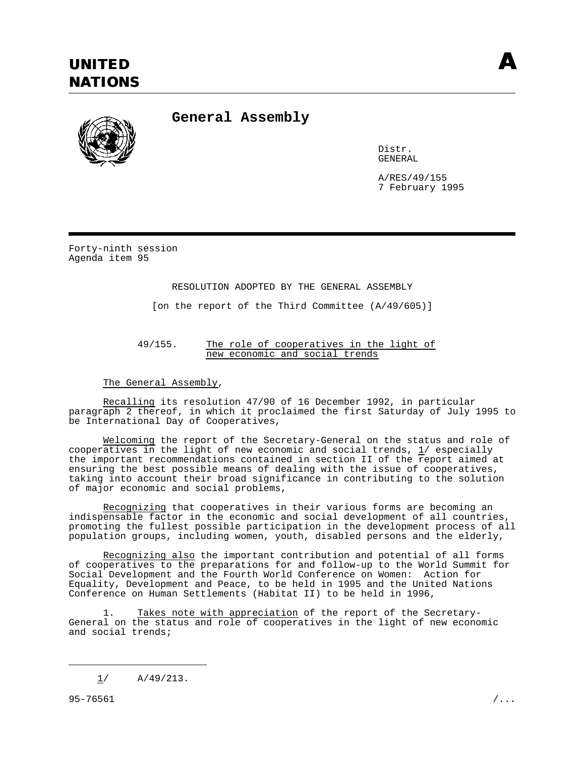# UNITED NATIONS

**A**

## General Assembly

Distr.
GENERAL

A/RES/49/155
7 February 1995

Forty-ninth session
Agenda item 95

RESOLUTION ADOPTED BY THE GENERAL ASSEMBLY

[on the report of the Third Committee (A/49/605)]

### 49/155. The role of cooperatives in the light of new economic and social trends

The General Assembly,

Recalling its resolution 47/90 of 16 December 1992, in particular paragraph 2 thereof, in which it proclaimed the first Saturday of July 1995 to be International Day of Cooperatives,

Welcoming the report of the Secretary-General on the status and role of cooperatives in the light of new economic and social trends, 1/ especially the important recommendations contained in section II of the report aimed at ensuring the best possible means of dealing with the issue of cooperatives, taking into account their broad significance in contributing to the solution of major economic and social problems,

Recognizing that cooperatives in their various forms are becoming an indispensable factor in the economic and social development of all countries, promoting the fullest possible participation in the development process of all population groups, including women, youth, disabled persons and the elderly,

Recognizing also the important contribution and potential of all forms of cooperatives to the preparations for and follow-up to the World Summit for Social Development and the Fourth World Conference on Women: Action for Equality, Development and Peace, to be held in 1995 and the United Nations Conference on Human Settlements (Habitat II) to be held in 1996,

1. Takes note with appreciation of the report of the Secretary-General on the status and role of cooperatives in the light of new economic and social trends;

---

1/ A/49/213.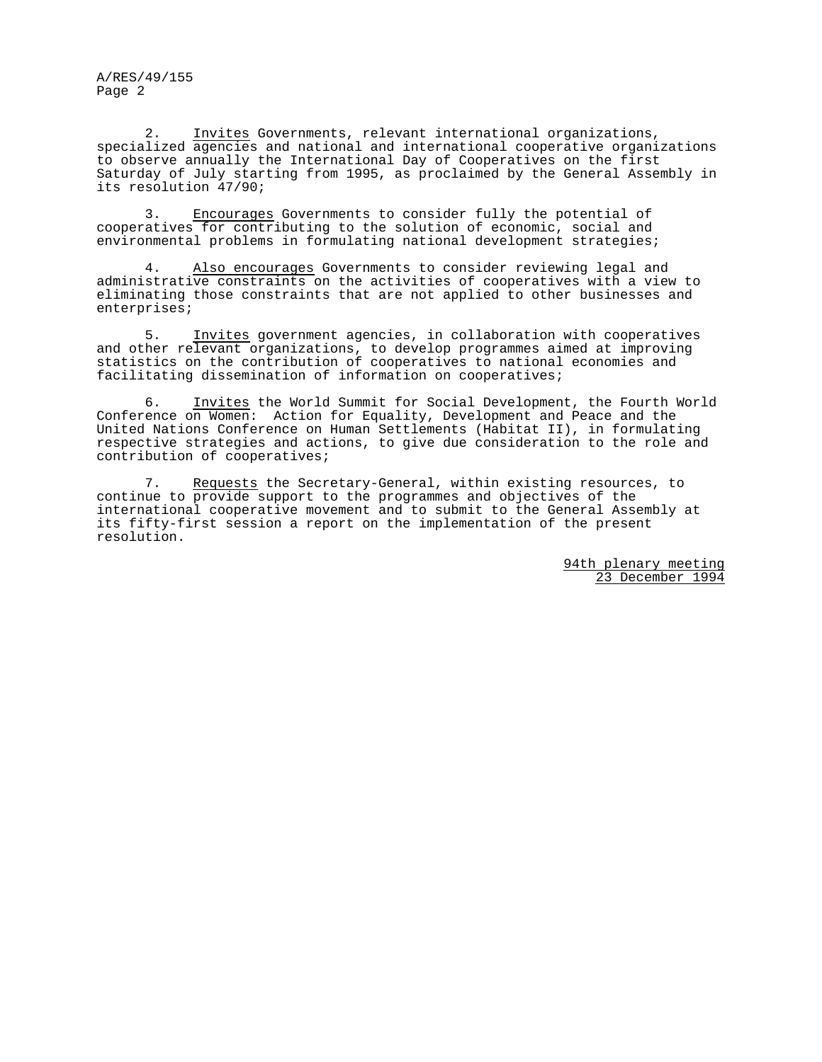2. _Invites_ Governments, relevant international organizations, specialized agencies and national and international cooperative organizations to observe annually the International Day of Cooperatives on the first Saturday of July starting from 1995, as proclaimed by the General Assembly in its resolution 47/90;

3. _Encourages_ Governments to consider fully the potential of cooperatives for contributing to the solution of economic, social and environmental problems in formulating national development strategies;

4. _Also encourages_ Governments to consider reviewing legal and administrative constraints on the activities of cooperatives with a view to eliminating those constraints that are not applied to other businesses and enterprises;

5. _Invites_ government agencies, in collaboration with cooperatives and other relevant organizations, to develop programmes aimed at improving statistics on the contribution of cooperatives to national economies and facilitating dissemination of information on cooperatives;

6. _Invites_ the World Summit for Social Development, the Fourth World Conference on Women: Action for Equality, Development and Peace and the United Nations Conference on Human Settlements (Habitat II), in formulating respective strategies and actions, to give due consideration to the role and contribution of cooperatives;

7. _Requests_ the Secretary-General, within existing resources, to continue to provide support to the programmes and objectives of the international cooperative movement and to submit to the General Assembly at its fifty-first session a report on the implementation of the present resolution.

_94th plenary meeting_
_23 December 1994_